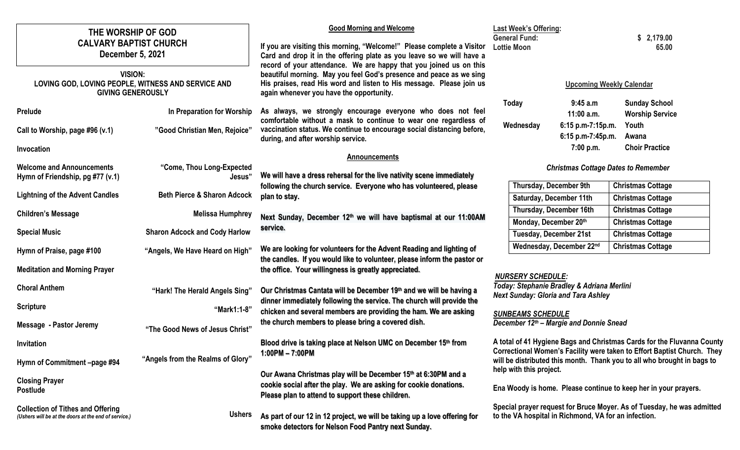# THE WORSHIP OF GOD
# CALVARY BAPTIST CHURCH
## December 5, 2021

**VISION:**
**LOVING GOD, LOVING PEOPLE, WITNESS AND SERVICE AND GIVING GENEROUSLY**

| | |
|---|---|
| **Prelude** | **In Preparation for Worship** |
| **Call to Worship, page #96 (v.1)** | **"Good Christian Men, Rejoice"** |
| **Invocation** | |
| **Welcome and Announcements**<br>**Hymn of Friendship, pg #77 (v.1)** | **"Come, Thou Long-Expected Jesus"** |
| **Lightning of the Advent Candles** | **Beth Pierce & Sharon Adcock** |
| **Children's Message** | **Melissa Humphrey** |
| **Special Music** | **Sharon Adcock and Cody Harlow** |
| **Hymn of Praise, page #100** | **"Angels, We Have Heard on High"** |
| **Meditation and Morning Prayer** | |
| **Choral Anthem** | **"Hark! The Herald Angels Sing"** |
| **Scripture** | **"Mark1:1-8"** |
| **Message - Pastor Jeremy** | **"The Good News of Jesus Christ"** |
| **Invitation** | |
| **Hymn of Commitment –page #94** | **"Angels from the Realms of Glory"** |
| **Closing Prayer**<br>**Postlude** | |
| **Collection of Tithes and Offering**<br>*(Ushers will be at the doors at the end of service.)* | **Ushers** |

## Good Morning and Welcome

**If you are visiting this morning, "Welcome!" Please complete a Visitor Card and drop it in the offering plate as you leave so we will have a record of your attendance. We are happy that you joined us on this beautiful morning. May you feel God's presence and peace as we sing His praises, read His word and listen to His message. Please join us again whenever you have the opportunity.**

**As always, we strongly encourage everyone who does not feel comfortable without a mask to continue to wear one regardless of vaccination status. We continue to encourage social distancing before, during, and after worship service.**

## Announcements

**We will have a dress rehearsal for the live nativity scene immediately following the church service. Everyone who has volunteered, please plan to stay.**

**Next Sunday, December 12th we will have baptismal at our 11:00AM service.**

**We are looking for volunteers for the Advent Reading and lighting of the candles. If you would like to volunteer, please inform the pastor or the office. Your willingness is greatly appreciated.**

**Our Christmas Cantata will be December 19th and we will be having a dinner immediately following the service. The church will provide the chicken and several members are providing the ham. We are asking the church members to please bring a covered dish.**

**Blood drive is taking place at Nelson UMC on December 15th from 1:00PM – 7:00PM**

**Our Awana Christmas play will be December 15th at 6:30PM and a cookie social after the play. We are asking for cookie donations. Please plan to attend to support these children.**

**As part of our 12 in 12 project, we will be taking up a love offering for smoke detectors for Nelson Food Pantry next Sunday.**

**Last Week's Offering:**

| | |
|---|---|
| **General Fund:** | **$ 2,179.00** |
| **Lottie Moon** | **65.00** |

## Upcoming Weekly Calendar

| | | |
|---|---|---|
| **Today** | **9:45 a.m** | **Sunday School** |
| | **11:00 a.m.** | **Worship Service** |
| **Wednesday** | **6:15 p.m-7:15p.m.** | **Youth** |
| | **6:15 p.m-7:45p.m.** | **Awana** |
| | **7:00 p.m.** | **Choir Practice** |

***Christmas Cottage Dates to Remember***

| | |
|---|---|
| **Thursday, December 9th** | **Christmas Cottage** |
| **Saturday, December 11th** | **Christmas Cottage** |
| **Thursday, December 16th** | **Christmas Cottage** |
| **Monday, December 20th** | **Christmas Cottage** |
| **Tuesday, December 21st** | **Christmas Cottage** |
| **Wednesday, December 22nd** | **Christmas Cottage** |

***NURSERY SCHEDULE:***
***Today: Stephanie Bradley & Adriana Merlini***
***Next Sunday: Gloria and Tara Ashley***

***SUNBEAMS SCHEDULE***
***December 12th – Margie and Donnie Snead***

**A total of 41 Hygiene Bags and Christmas Cards for the Fluvanna County Correctional Women's Facility were taken to Effort Baptist Church. They will be distributed this month. Thank you to all who brought in bags to help with this project.**

**Ena Woody is home. Please continue to keep her in your prayers.**

**Special prayer request for Bruce Moyer. As of Tuesday, he was admitted to the VA hospital in Richmond, VA for an infection.**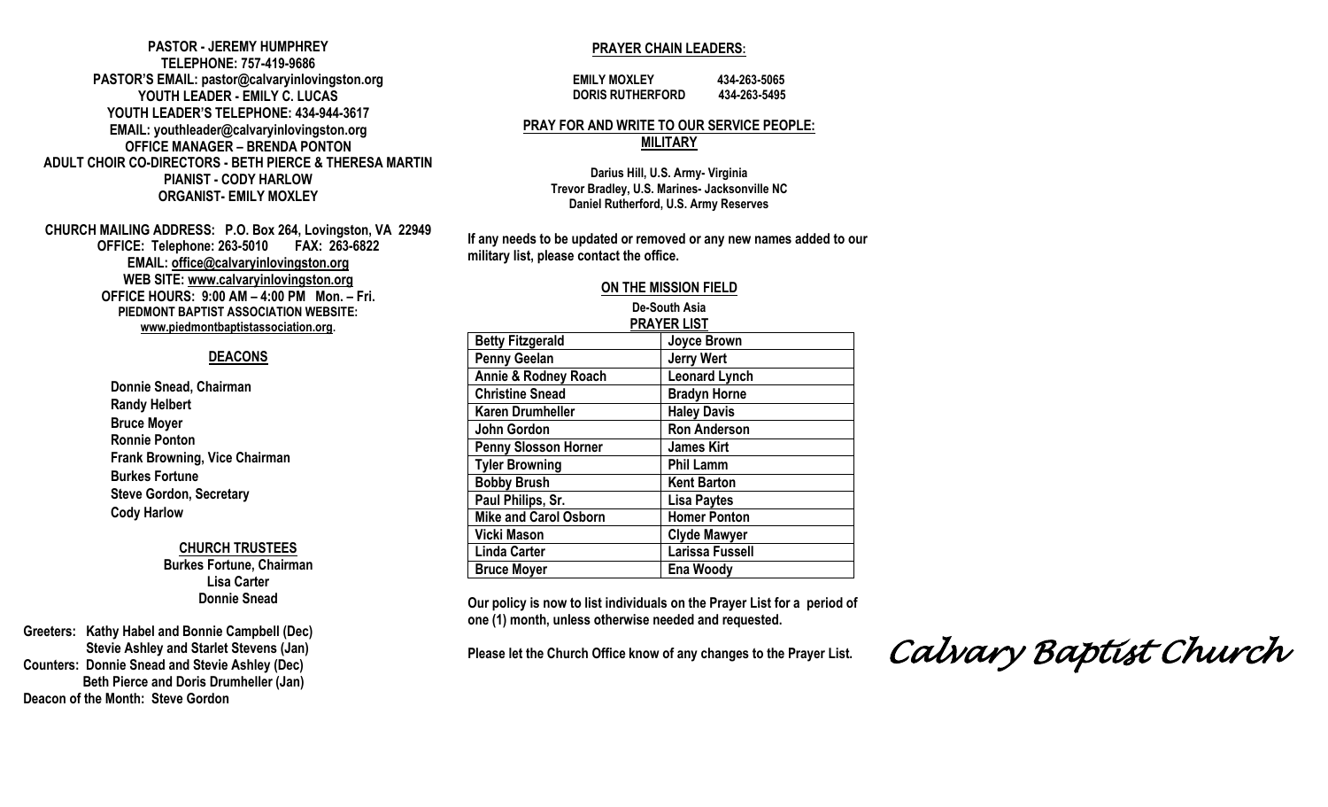**PASTOR - JEREMY HUMPHREY**
**TELEPHONE: 757-419-9686**
**PASTOR'S EMAIL: pastor@calvaryinlovingston.org**
**YOUTH LEADER - EMILY C. LUCAS**
**YOUTH LEADER'S TELEPHONE: 434-944-3617**
**EMAIL: youthleader@calvaryinlovingston.org**
**OFFICE MANAGER – BRENDA PONTON**
**ADULT CHOIR CO-DIRECTORS - BETH PIERCE & THERESA MARTIN**
**PIANIST - CODY HARLOW**
**ORGANIST- EMILY MOXLEY**

**CHURCH MAILING ADDRESS: P.O. Box 264, Lovingston, VA 22949**
**OFFICE: Telephone: 263-5010 FAX: 263-6822**
**EMAIL: office@calvaryinlovingston.org**
**WEB SITE: www.calvaryinlovingston.org**
**OFFICE HOURS: 9:00 AM – 4:00 PM Mon. – Fri.**
**PIEDMONT BAPTIST ASSOCIATION WEBSITE:**
**www.piedmontbaptistassociation.org.**

## DEACONS

**Donnie Snead, Chairman**
**Randy Helbert**
**Bruce Moyer**
**Ronnie Ponton**
**Frank Browning, Vice Chairman**
**Burkes Fortune**
**Steve Gordon, Secretary**
**Cody Harlow**

## CHURCH TRUSTEES

**Burkes Fortune, Chairman**
**Lisa Carter**
**Donnie Snead**

**Greeters: Kathy Habel and Bonnie Campbell (Dec)**
**Stevie Ashley and Starlet Stevens (Jan)**
**Counters: Donnie Snead and Stevie Ashley (Dec)**
**Beth Pierce and Doris Drumheller (Jan)**
**Deacon of the Month: Steve Gordon**

## PRAYER CHAIN LEADERS:

**EMILY MOXLEY 434-263-5065**
**DORIS RUTHERFORD 434-263-5495**

## PRAY FOR AND WRITE TO OUR SERVICE PEOPLE:
## MILITARY

**Darius Hill, U.S. Army- Virginia**
**Trevor Bradley, U.S. Marines- Jacksonville NC**
**Daniel Rutherford, U.S. Army Reserves**

**If any needs to be updated or removed or any new names added to our military list, please contact the office.**

## ON THE MISSION FIELD

**De-South Asia**

## PRAYER LIST

| | |
|---|---|
| Betty Fitzgerald | Joyce Brown |
| Penny Geelan | Jerry Wert |
| Annie & Rodney Roach | Leonard Lynch |
| Christine Snead | Bradyn Horne |
| Karen Drumheller | Haley Davis |
| John Gordon | Ron Anderson |
| Penny Slosson Horner | James Kirt |
| Tyler Browning | Phil Lamm |
| Bobby Brush | Kent Barton |
| Paul Philips, Sr. | Lisa Paytes |
| Mike and Carol Osborn | Homer Ponton |
| Vicki Mason | Clyde Mawyer |
| Linda Carter | Larissa Fussell |
| Bruce Moyer | Ena Woody |

**Our policy is now to list individuals on the Prayer List for a period of one (1) month, unless otherwise needed and requested.**

**Please let the Church Office know of any changes to the Prayer List.**

*Calvary Baptist Church*